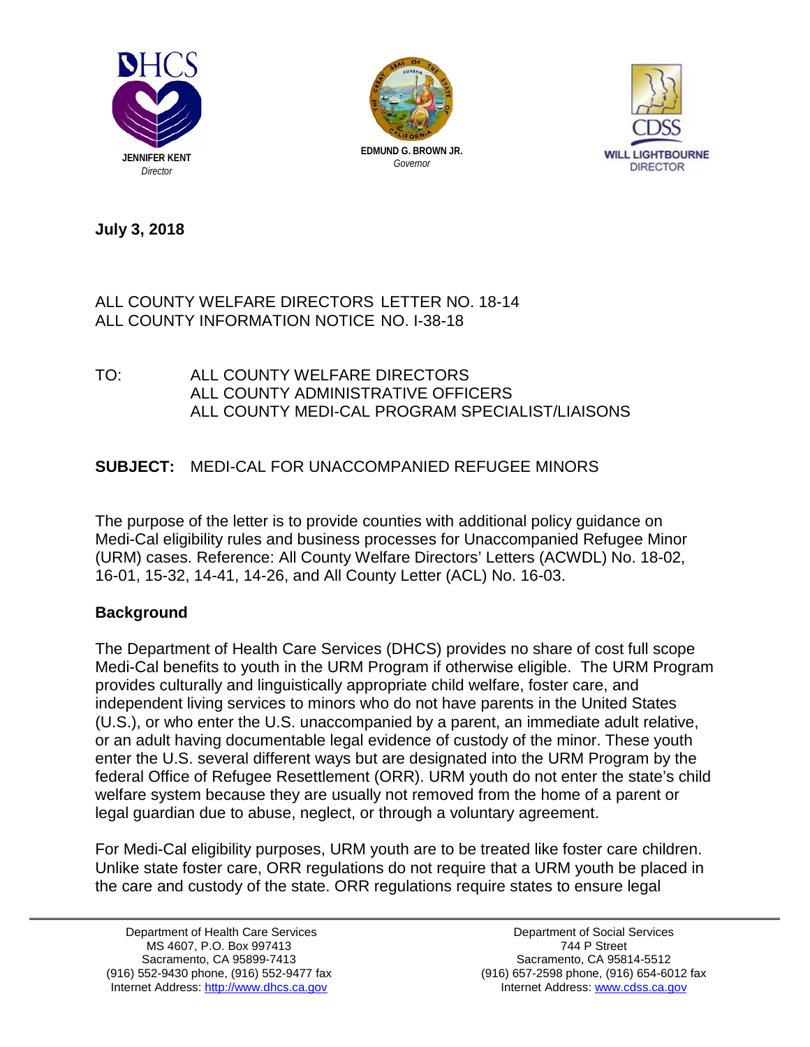DHCS

**JENNIFER KENT**
*Director*

**EDMUND G. BROWN JR.**
*Governor*

CDSS

**WILL LIGHTBOURNE**
DIRECTOR

**July 3, 2018**

ALL COUNTY WELFARE DIRECTORS LETTER NO. 18-14
ALL COUNTY INFORMATION NOTICE NO. I-38-18

TO: ALL COUNTY WELFARE DIRECTORS
ALL COUNTY ADMINISTRATIVE OFFICERS
ALL COUNTY MEDI-CAL PROGRAM SPECIALIST/LIAISONS

**SUBJECT:** MEDI-CAL FOR UNACCOMPANIED REFUGEE MINORS

The purpose of the letter is to provide counties with additional policy guidance on Medi-Cal eligibility rules and business processes for Unaccompanied Refugee Minor (URM) cases. Reference: All County Welfare Directors' Letters (ACWDL) No. 18-02, 16-01, 15-32, 14-41, 14-26, and All County Letter (ACL) No. 16-03.

## Background

The Department of Health Care Services (DHCS) provides no share of cost full scope Medi-Cal benefits to youth in the URM Program if otherwise eligible. The URM Program provides culturally and linguistically appropriate child welfare, foster care, and independent living services to minors who do not have parents in the United States (U.S.), or who enter the U.S. unaccompanied by a parent, an immediate adult relative, or an adult having documentable legal evidence of custody of the minor. These youth enter the U.S. several different ways but are designated into the URM Program by the federal Office of Refugee Resettlement (ORR). URM youth do not enter the state's child welfare system because they are usually not removed from the home of a parent or legal guardian due to abuse, neglect, or through a voluntary agreement.

For Medi-Cal eligibility purposes, URM youth are to be treated like foster care children. Unlike state foster care, ORR regulations do not require that a URM youth be placed in the care and custody of the state. ORR regulations require states to ensure legal

Department of Health Care Services
MS 4607, P.O. Box 997413
Sacramento, CA 95899-7413
(916) 552-9430 phone, (916) 552-9477 fax
Internet Address: http://www.dhcs.ca.gov

Department of Social Services
744 P Street
Sacramento, CA 95814-5512
(916) 657-2598 phone, (916) 654-6012 fax
Internet Address: www.cdss.ca.gov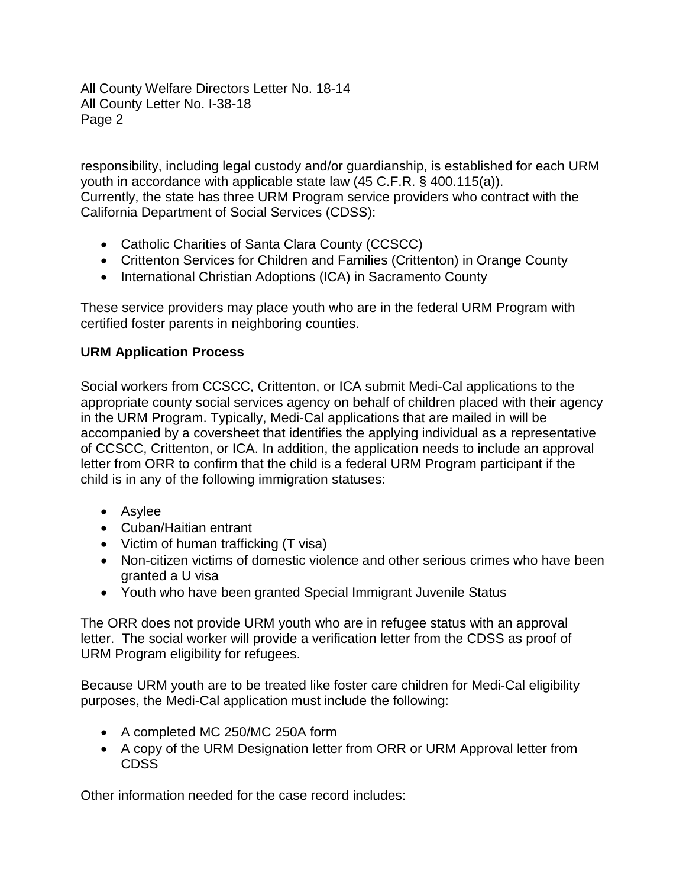responsibility, including legal custody and/or guardianship, is established for each URM youth in accordance with applicable state law (45 C.F.R. § 400.115(a)).
Currently, the state has three URM Program service providers who contract with the California Department of Social Services (CDSS):

- Catholic Charities of Santa Clara County (CCSCC)
- Crittenton Services for Children and Families (Crittenton) in Orange County
- International Christian Adoptions (ICA) in Sacramento County

These service providers may place youth who are in the federal URM Program with certified foster parents in neighboring counties.

**URM Application Process**

Social workers from CCSCC, Crittenton, or ICA submit Medi-Cal applications to the appropriate county social services agency on behalf of children placed with their agency in the URM Program. Typically, Medi-Cal applications that are mailed in will be accompanied by a coversheet that identifies the applying individual as a representative of CCSCC, Crittenton, or ICA. In addition, the application needs to include an approval letter from ORR to confirm that the child is a federal URM Program participant if the child is in any of the following immigration statuses:

- Asylee
- Cuban/Haitian entrant
- Victim of human trafficking (T visa)
- Non-citizen victims of domestic violence and other serious crimes who have been granted a U visa
- Youth who have been granted Special Immigrant Juvenile Status

The ORR does not provide URM youth who are in refugee status with an approval letter. The social worker will provide a verification letter from the CDSS as proof of URM Program eligibility for refugees.

Because URM youth are to be treated like foster care children for Medi-Cal eligibility purposes, the Medi-Cal application must include the following:

- A completed MC 250/MC 250A form
- A copy of the URM Designation letter from ORR or URM Approval letter from CDSS

Other information needed for the case record includes: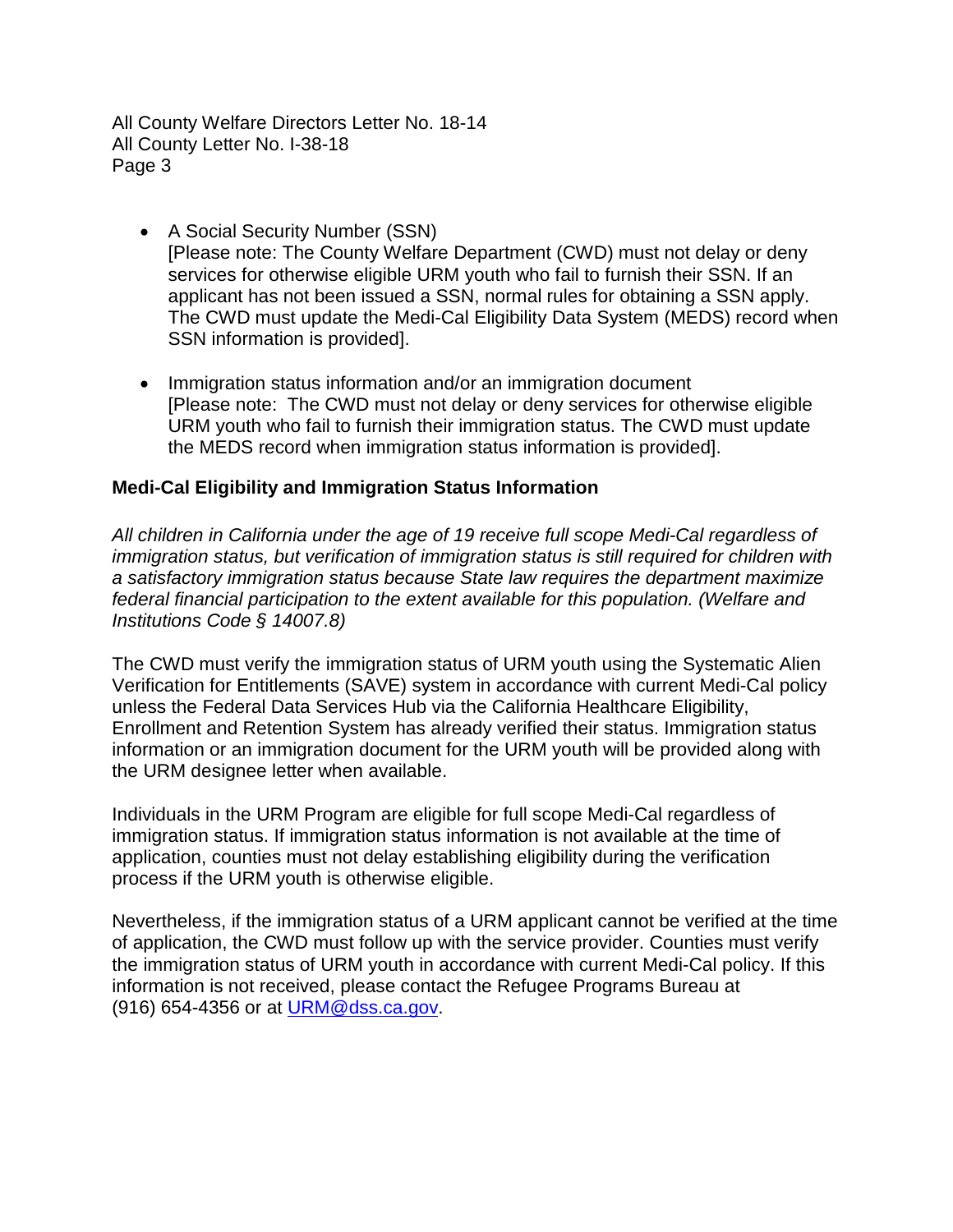- A Social Security Number (SSN)
  [Please note: The County Welfare Department (CWD) must not delay or deny services for otherwise eligible URM youth who fail to furnish their SSN. If an applicant has not been issued a SSN, normal rules for obtaining a SSN apply. The CWD must update the Medi-Cal Eligibility Data System (MEDS) record when SSN information is provided].

- Immigration status information and/or an immigration document
  [Please note: The CWD must not delay or deny services for otherwise eligible URM youth who fail to furnish their immigration status. The CWD must update the MEDS record when immigration status information is provided].

**Medi-Cal Eligibility and Immigration Status Information**

*All children in California under the age of 19 receive full scope Medi-Cal regardless of immigration status, but verification of immigration status is still required for children with a satisfactory immigration status because State law requires the department maximize federal financial participation to the extent available for this population. (Welfare and Institutions Code § 14007.8)*

The CWD must verify the immigration status of URM youth using the Systematic Alien Verification for Entitlements (SAVE) system in accordance with current Medi-Cal policy unless the Federal Data Services Hub via the California Healthcare Eligibility, Enrollment and Retention System has already verified their status. Immigration status information or an immigration document for the URM youth will be provided along with the URM designee letter when available.

Individuals in the URM Program are eligible for full scope Medi-Cal regardless of immigration status. If immigration status information is not available at the time of application, counties must not delay establishing eligibility during the verification process if the URM youth is otherwise eligible.

Nevertheless, if the immigration status of a URM applicant cannot be verified at the time of application, the CWD must follow up with the service provider. Counties must verify the immigration status of URM youth in accordance with current Medi-Cal policy. If this information is not received, please contact the Refugee Programs Bureau at (916) 654-4356 or at URM@dss.ca.gov.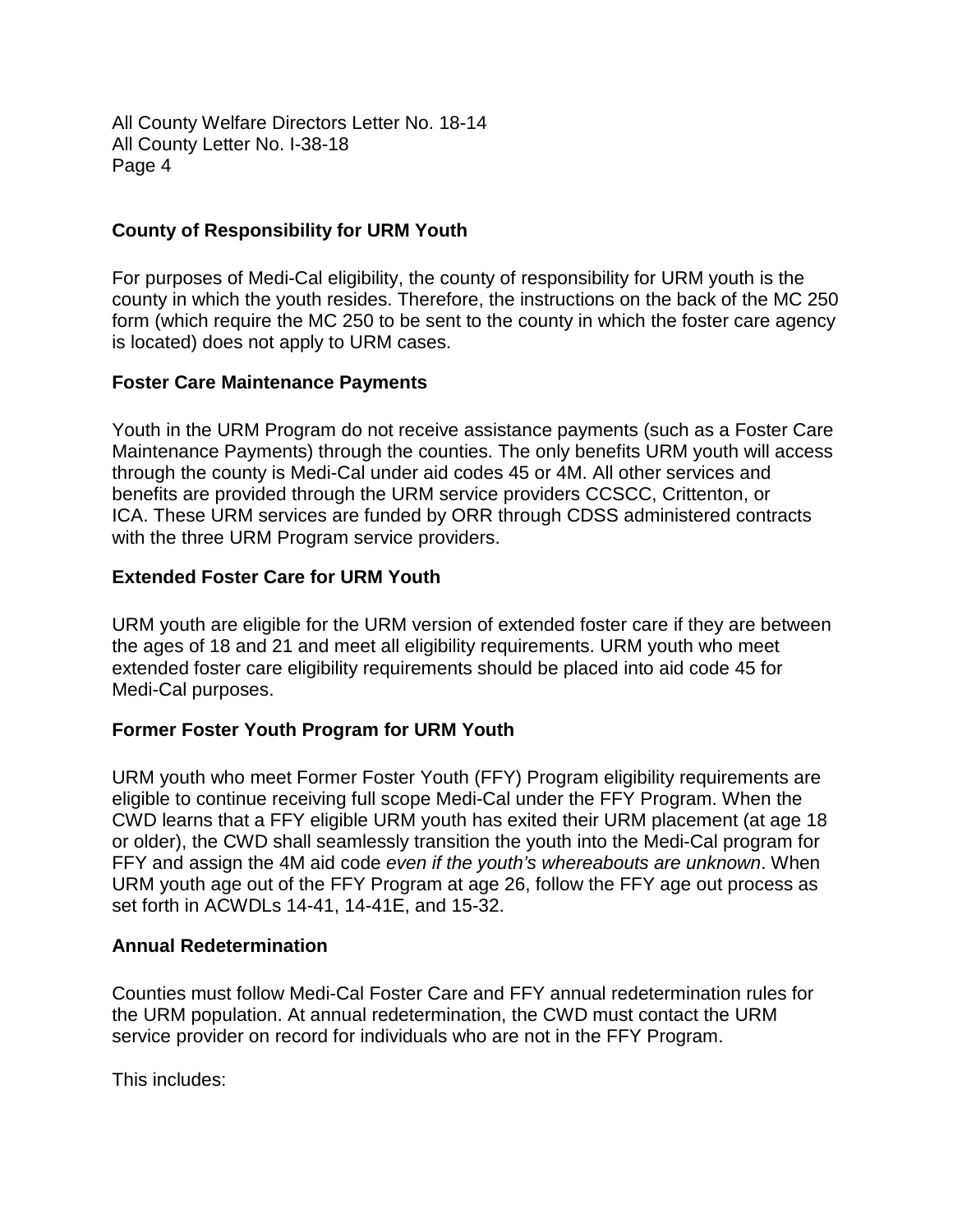## County of Responsibility for URM Youth

For purposes of Medi-Cal eligibility, the county of responsibility for URM youth is the county in which the youth resides. Therefore, the instructions on the back of the MC 250 form (which require the MC 250 to be sent to the county in which the foster care agency is located) does not apply to URM cases.

## Foster Care Maintenance Payments

Youth in the URM Program do not receive assistance payments (such as a Foster Care Maintenance Payments) through the counties. The only benefits URM youth will access through the county is Medi-Cal under aid codes 45 or 4M. All other services and benefits are provided through the URM service providers CCSCC, Crittenton, or ICA. These URM services are funded by ORR through CDSS administered contracts with the three URM Program service providers.

## Extended Foster Care for URM Youth

URM youth are eligible for the URM version of extended foster care if they are between the ages of 18 and 21 and meet all eligibility requirements. URM youth who meet extended foster care eligibility requirements should be placed into aid code 45 for Medi-Cal purposes.

## Former Foster Youth Program for URM Youth

URM youth who meet Former Foster Youth (FFY) Program eligibility requirements are eligible to continue receiving full scope Medi-Cal under the FFY Program. When the CWD learns that a FFY eligible URM youth has exited their URM placement (at age 18 or older), the CWD shall seamlessly transition the youth into the Medi-Cal program for FFY and assign the 4M aid code *even if the youth's whereabouts are unknown*. When URM youth age out of the FFY Program at age 26, follow the FFY age out process as set forth in ACWDLs 14-41, 14-41E, and 15-32.

## Annual Redetermination

Counties must follow Medi-Cal Foster Care and FFY annual redetermination rules for the URM population. At annual redetermination, the CWD must contact the URM service provider on record for individuals who are not in the FFY Program.

This includes: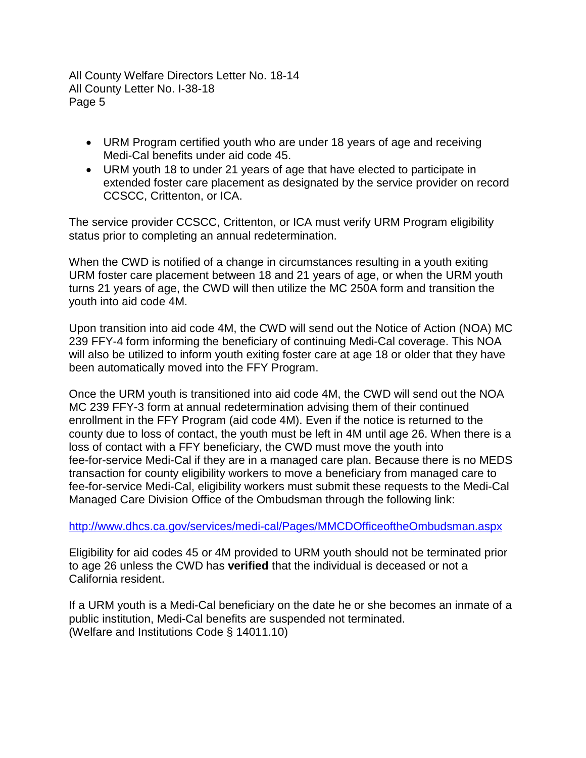- URM Program certified youth who are under 18 years of age and receiving Medi-Cal benefits under aid code 45.
- URM youth 18 to under 21 years of age that have elected to participate in extended foster care placement as designated by the service provider on record CCSCC, Crittenton, or ICA.

The service provider CCSCC, Crittenton, or ICA must verify URM Program eligibility status prior to completing an annual redetermination.

When the CWD is notified of a change in circumstances resulting in a youth exiting URM foster care placement between 18 and 21 years of age, or when the URM youth turns 21 years of age, the CWD will then utilize the MC 250A form and transition the youth into aid code 4M.

Upon transition into aid code 4M, the CWD will send out the Notice of Action (NOA) MC 239 FFY-4 form informing the beneficiary of continuing Medi-Cal coverage. This NOA will also be utilized to inform youth exiting foster care at age 18 or older that they have been automatically moved into the FFY Program.

Once the URM youth is transitioned into aid code 4M, the CWD will send out the NOA MC 239 FFY-3 form at annual redetermination advising them of their continued enrollment in the FFY Program (aid code 4M). Even if the notice is returned to the county due to loss of contact, the youth must be left in 4M until age 26. When there is a loss of contact with a FFY beneficiary, the CWD must move the youth into fee-for-service Medi-Cal if they are in a managed care plan. Because there is no MEDS transaction for county eligibility workers to move a beneficiary from managed care to fee-for-service Medi-Cal, eligibility workers must submit these requests to the Medi-Cal Managed Care Division Office of the Ombudsman through the following link:

http://www.dhcs.ca.gov/services/medi-cal/Pages/MMCDOfficeoftheOmbudsman.aspx

Eligibility for aid codes 45 or 4M provided to URM youth should not be terminated prior to age 26 unless the CWD has **verified** that the individual is deceased or not a California resident.

If a URM youth is a Medi-Cal beneficiary on the date he or she becomes an inmate of a public institution, Medi-Cal benefits are suspended not terminated. (Welfare and Institutions Code § 14011.10)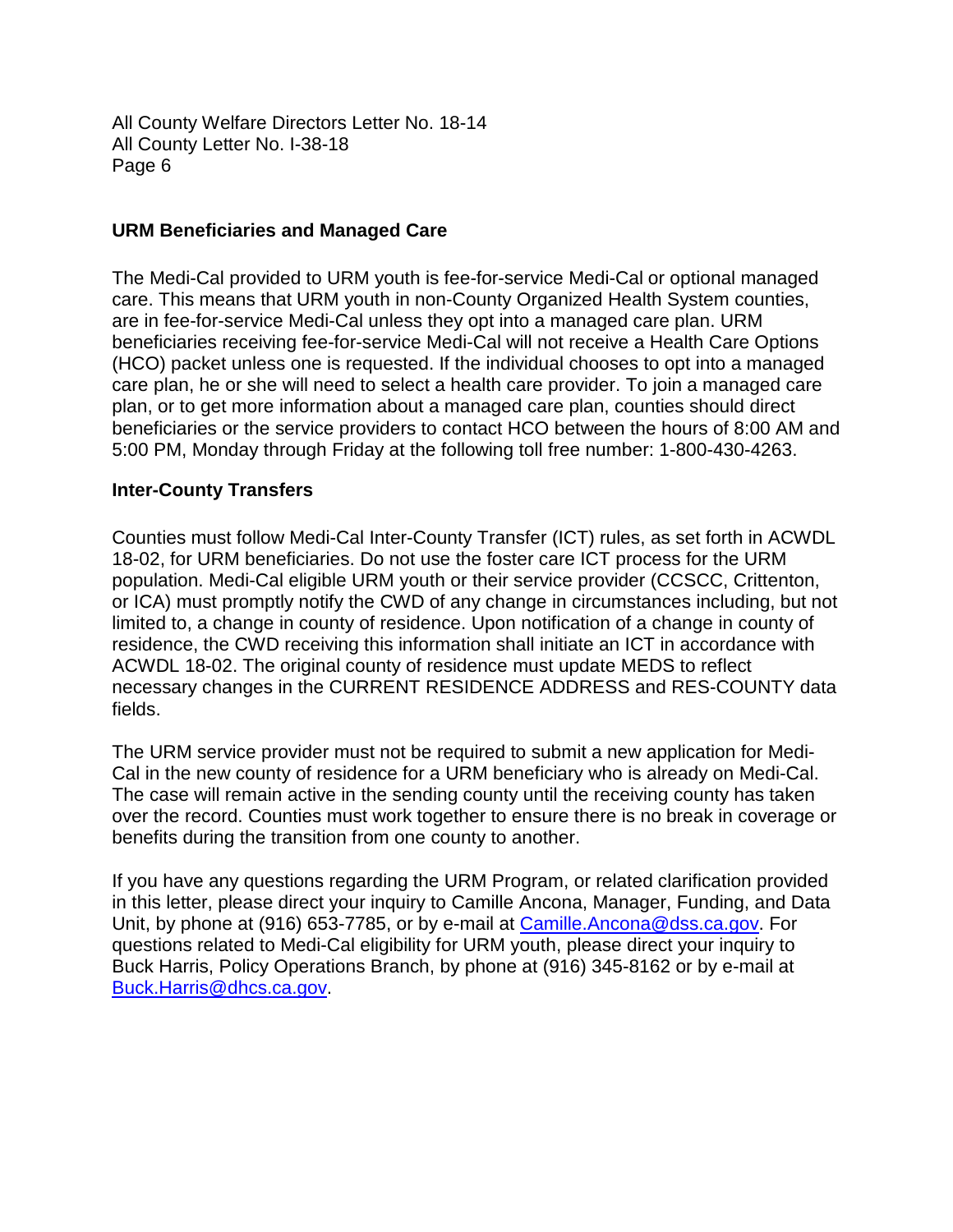## URM Beneficiaries and Managed Care

The Medi-Cal provided to URM youth is fee-for-service Medi-Cal or optional managed care. This means that URM youth in non-County Organized Health System counties, are in fee-for-service Medi-Cal unless they opt into a managed care plan. URM beneficiaries receiving fee-for-service Medi-Cal will not receive a Health Care Options (HCO) packet unless one is requested. If the individual chooses to opt into a managed care plan, he or she will need to select a health care provider. To join a managed care plan, or to get more information about a managed care plan, counties should direct beneficiaries or the service providers to contact HCO between the hours of 8:00 AM and 5:00 PM, Monday through Friday at the following toll free number: 1-800-430-4263.

## Inter-County Transfers

Counties must follow Medi-Cal Inter-County Transfer (ICT) rules, as set forth in ACWDL 18-02, for URM beneficiaries. Do not use the foster care ICT process for the URM population. Medi-Cal eligible URM youth or their service provider (CCSCC, Crittenton, or ICA) must promptly notify the CWD of any change in circumstances including, but not limited to, a change in county of residence. Upon notification of a change in county of residence, the CWD receiving this information shall initiate an ICT in accordance with ACWDL 18-02. The original county of residence must update MEDS to reflect necessary changes in the CURRENT RESIDENCE ADDRESS and RES-COUNTY data fields.

The URM service provider must not be required to submit a new application for Medi-Cal in the new county of residence for a URM beneficiary who is already on Medi-Cal. The case will remain active in the sending county until the receiving county has taken over the record. Counties must work together to ensure there is no break in coverage or benefits during the transition from one county to another.

If you have any questions regarding the URM Program, or related clarification provided in this letter, please direct your inquiry to Camille Ancona, Manager, Funding, and Data Unit, by phone at (916) 653-7785, or by e-mail at Camille.Ancona@dss.ca.gov. For questions related to Medi-Cal eligibility for URM youth, please direct your inquiry to Buck Harris, Policy Operations Branch, by phone at (916) 345-8162 or by e-mail at Buck.Harris@dhcs.ca.gov.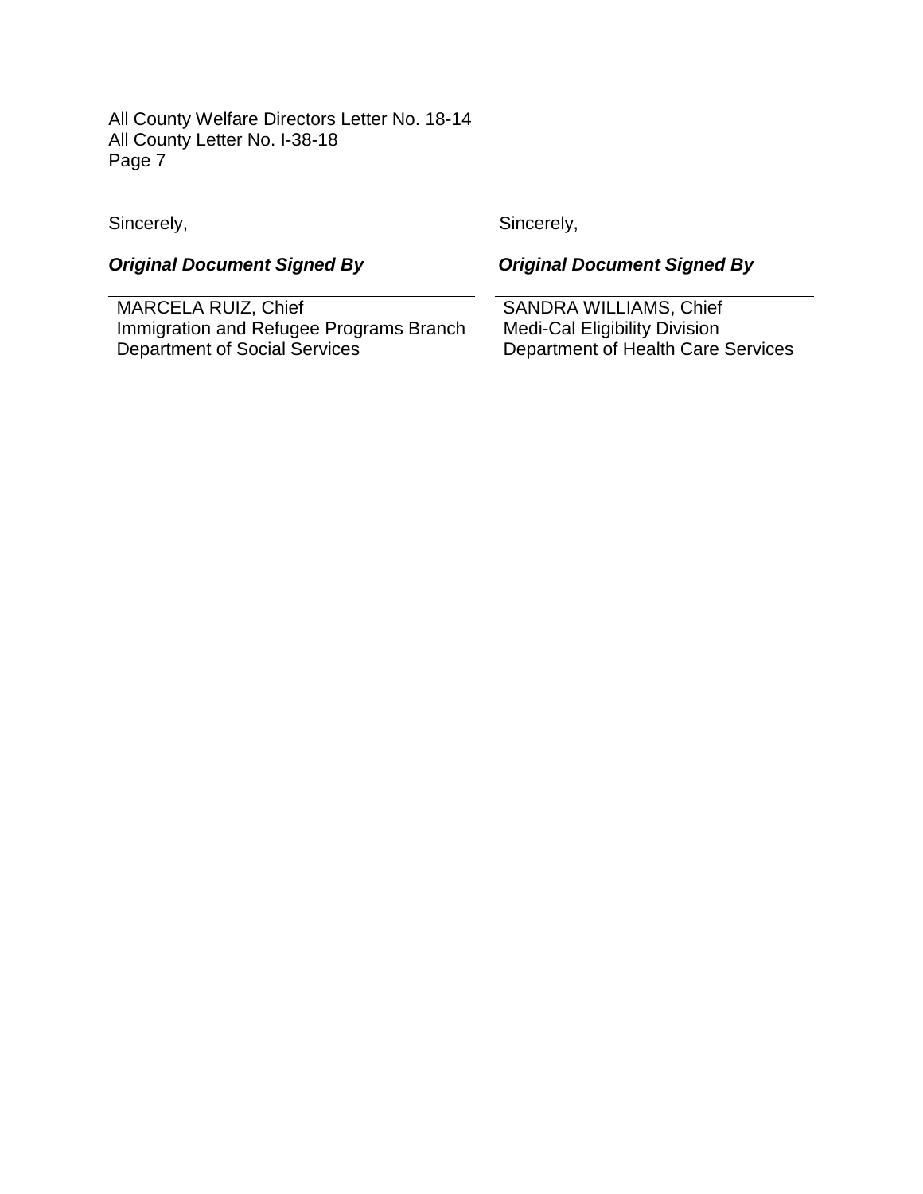Sincerely,

***Original Document Signed By***

MARCELA RUIZ, Chief
Immigration and Refugee Programs Branch
Department of Social Services

Sincerely,

***Original Document Signed By***

SANDRA WILLIAMS, Chief
Medi-Cal Eligibility Division
Department of Health Care Services